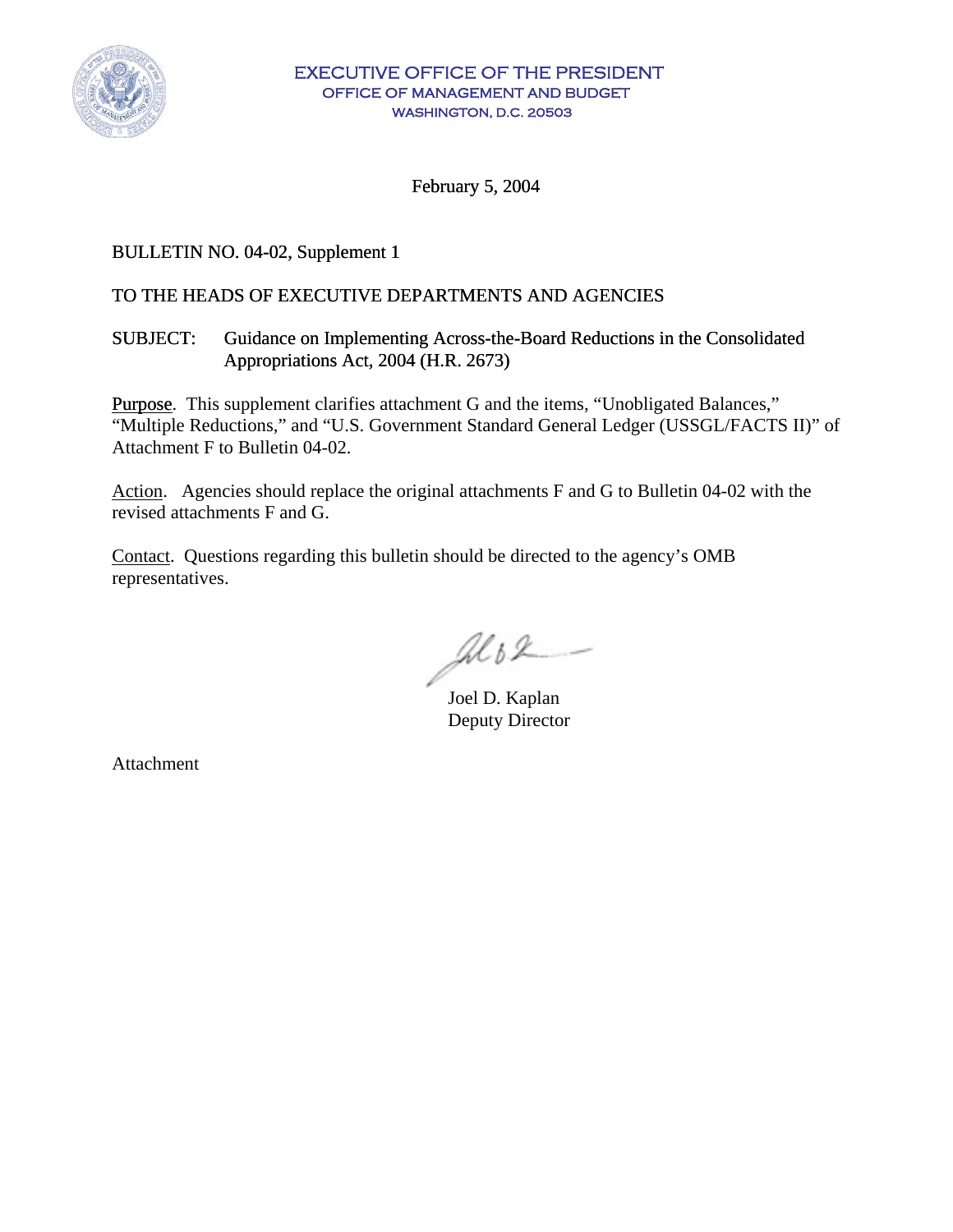EXECUTIVE OFFICE OF THE PRESIDENT
OFFICE OF MANAGEMENT AND BUDGET
WASHINGTON, D.C. 20503

February 5, 2004

BULLETIN NO. 04-02, Supplement 1

TO THE HEADS OF EXECUTIVE DEPARTMENTS AND AGENCIES

SUBJECT: Guidance on Implementing Across-the-Board Reductions in the Consolidated Appropriations Act, 2004 (H.R. 2673)

Purpose. This supplement clarifies attachment G and the items, "Unobligated Balances," "Multiple Reductions," and "U.S. Government Standard General Ledger (USSGL/FACTS II)" of Attachment F to Bulletin 04-02.

Action. Agencies should replace the original attachments F and G to Bulletin 04-02 with the revised attachments F and G.

Contact. Questions regarding this bulletin should be directed to the agency's OMB representatives.

Joel D. Kaplan
Deputy Director

Attachment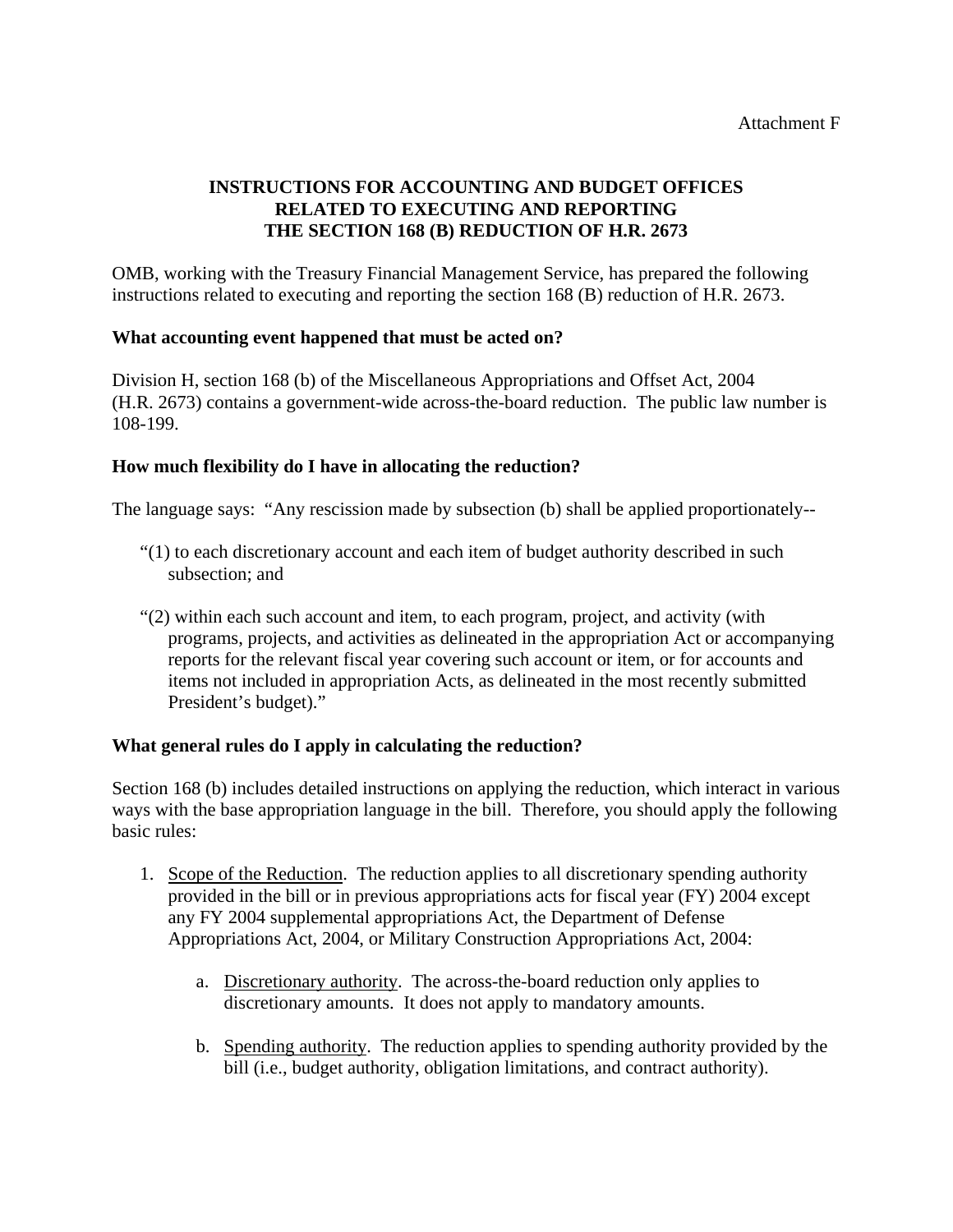Attachment F

# INSTRUCTIONS FOR ACCOUNTING AND BUDGET OFFICES RELATED TO EXECUTING AND REPORTING THE SECTION 168 (B) REDUCTION OF H.R. 2673

OMB, working with the Treasury Financial Management Service, has prepared the following instructions related to executing and reporting the section 168 (B) reduction of H.R. 2673.

**What accounting event happened that must be acted on?**

Division H, section 168 (b) of the Miscellaneous Appropriations and Offset Act, 2004 (H.R. 2673) contains a government-wide across-the-board reduction. The public law number is 108-199.

**How much flexibility do I have in allocating the reduction?**

The language says: "Any rescission made by subsection (b) shall be applied proportionately--

"(1) to each discretionary account and each item of budget authority described in such subsection; and

"(2) within each such account and item, to each program, project, and activity (with programs, projects, and activities as delineated in the appropriation Act or accompanying reports for the relevant fiscal year covering such account or item, or for accounts and items not included in appropriation Acts, as delineated in the most recently submitted President's budget)."

**What general rules do I apply in calculating the reduction?**

Section 168 (b) includes detailed instructions on applying the reduction, which interact in various ways with the base appropriation language in the bill. Therefore, you should apply the following basic rules:

1. Scope of the Reduction. The reduction applies to all discretionary spending authority provided in the bill or in previous appropriations acts for fiscal year (FY) 2004 except any FY 2004 supplemental appropriations Act, the Department of Defense Appropriations Act, 2004, or Military Construction Appropriations Act, 2004:

    a. Discretionary authority. The across-the-board reduction only applies to discretionary amounts. It does not apply to mandatory amounts.

    b. Spending authority. The reduction applies to spending authority provided by the bill (i.e., budget authority, obligation limitations, and contract authority).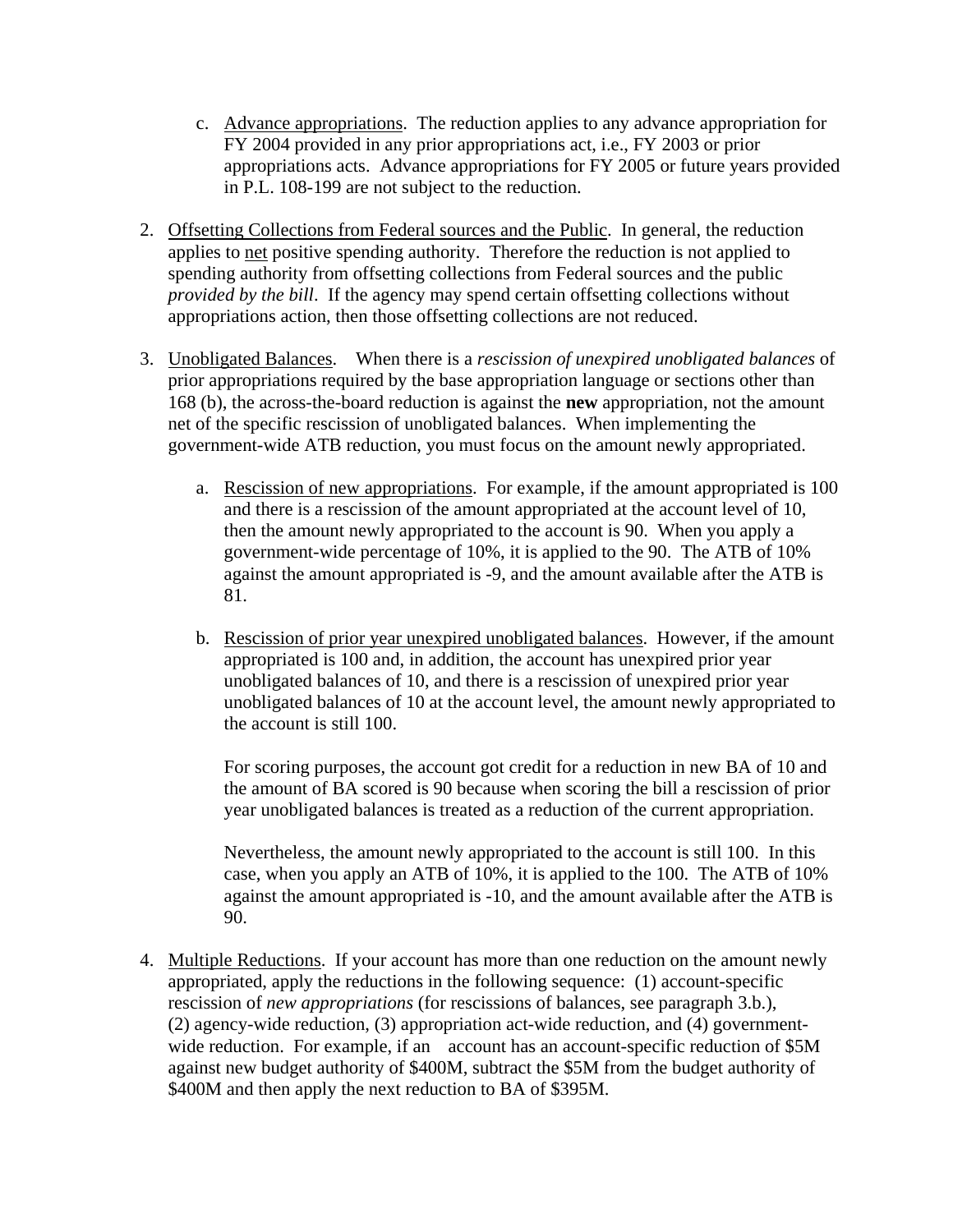c. Advanced appropriations. The reduction applies to any advance appropriation for FY 2004 provided in any prior appropriations act, i.e., FY 2003 or prior appropriations acts. Advance appropriations for FY 2005 or future years provided in P.L. 108-199 are not subject to the reduction.

2. Offsetting Collections from Federal sources and the Public. In general, the reduction applies to net positive spending authority. Therefore the reduction is not applied to spending authority from offsetting collections from Federal sources and the public *provided by the bill*. If the agency may spend certain offsetting collections without appropriations action, then those offsetting collections are not reduced.

3. Unobligated Balances. When there is a *rescission of unexpired unobligated balances* of prior appropriations required by the base appropriation language or sections other than 168 (b), the across-the-board reduction is against the **new** appropriation, not the amount net of the specific rescission of unobligated balances. When implementing the government-wide ATB reduction, you must focus on the amount newly appropriated.

   a. Rescission of new appropriations. For example, if the amount appropriated is 100 and there is a rescission of the amount appropriated at the account level of 10, then the amount newly appropriated to the account is 90. When you apply a government-wide percentage of 10%, it is applied to the 90. The ATB of 10% against the amount appropriated is -9, and the amount available after the ATB is 81.

   b. Rescission of prior year unexpired unobligated balances. However, if the amount appropriated is 100 and, in addition, the account has unexpired prior year unobligated balances of 10, and there is a rescission of unexpired prior year unobligated balances of 10 at the account level, the amount newly appropriated to the account is still 100.

      For scoring purposes, the account got credit for a reduction in new BA of 10 and the amount of BA scored is 90 because when scoring the bill a rescission of prior year unobligated balances is treated as a reduction of the current appropriation.

      Nevertheless, the amount newly appropriated to the account is still 100. In this case, when you apply an ATB of 10%, it is applied to the 100. The ATB of 10% against the amount appropriated is -10, and the amount available after the ATB is 90.

4. Multiple Reductions. If your account has more than one reduction on the amount newly appropriated, apply the reductions in the following sequence: (1) account-specific rescission of *new appropriations* (for rescissions of balances, see paragraph 3.b.), (2) agency-wide reduction, (3) appropriation act-wide reduction, and (4) government-wide reduction. For example, if an account has an account-specific reduction of $5M against new budget authority of $400M, subtract the $5M from the budget authority of $400M and then apply the next reduction to BA of $395M.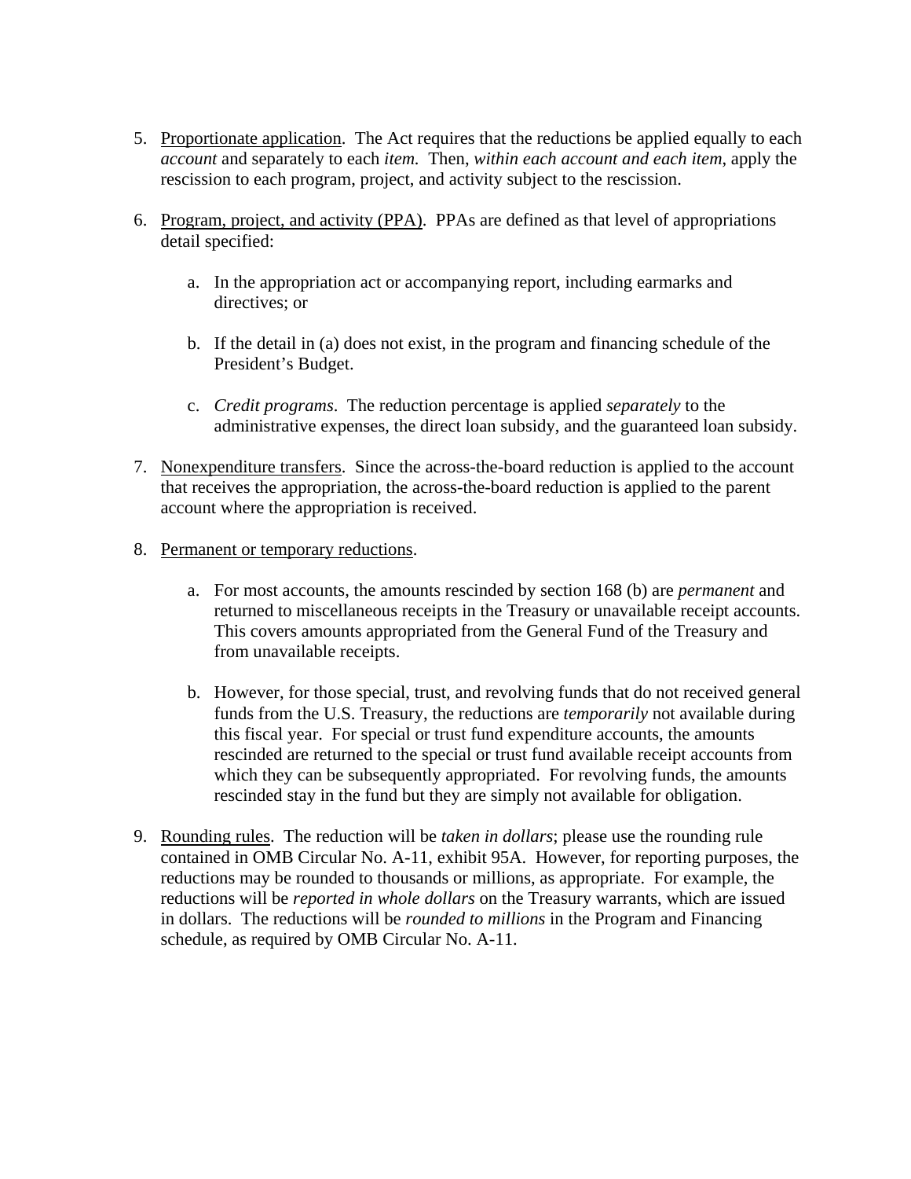5. <u>Proportionate application</u>. The Act requires that the reductions be applied equally to each *account* and separately to each *item.* Then, *within each account and each item*, apply the rescission to each program, project, and activity subject to the rescission.

6. <u>Program, project, and activity (PPA)</u>. PPAs are defined as that level of appropriations detail specified:

   a. In the appropriation act or accompanying report, including earmarks and directives; or

   b. If the detail in (a) does not exist, in the program and financing schedule of the President's Budget.

   c. *Credit programs*. The reduction percentage is applied *separately* to the administrative expenses, the direct loan subsidy, and the guaranteed loan subsidy.

7. <u>Nonexpenditure transfers</u>. Since the across-the-board reduction is applied to the account that receives the appropriation, the across-the-board reduction is applied to the parent account where the appropriation is received.

8. <u>Permanent or temporary reductions</u>.

   a. For most accounts, the amounts rescinded by section 168 (b) are *permanent* and returned to miscellaneous receipts in the Treasury or unavailable receipt accounts. This covers amounts appropriated from the General Fund of the Treasury and from unavailable receipts.

   b. However, for those special, trust, and revolving funds that do not received general funds from the U.S. Treasury, the reductions are *temporarily* not available during this fiscal year. For special or trust fund expenditure accounts, the amounts rescinded are returned to the special or trust fund available receipt accounts from which they can be subsequently appropriated. For revolving funds, the amounts rescinded stay in the fund but they are simply not available for obligation.

9. <u>Rounding rules</u>. The reduction will be *taken in dollars*; please use the rounding rule contained in OMB Circular No. A-11, exhibit 95A. However, for reporting purposes, the reductions may be rounded to thousands or millions, as appropriate. For example, the reductions will be *reported in whole dollars* on the Treasury warrants, which are issued in dollars. The reductions will be *rounded to millions* in the Program and Financing schedule, as required by OMB Circular No. A-11.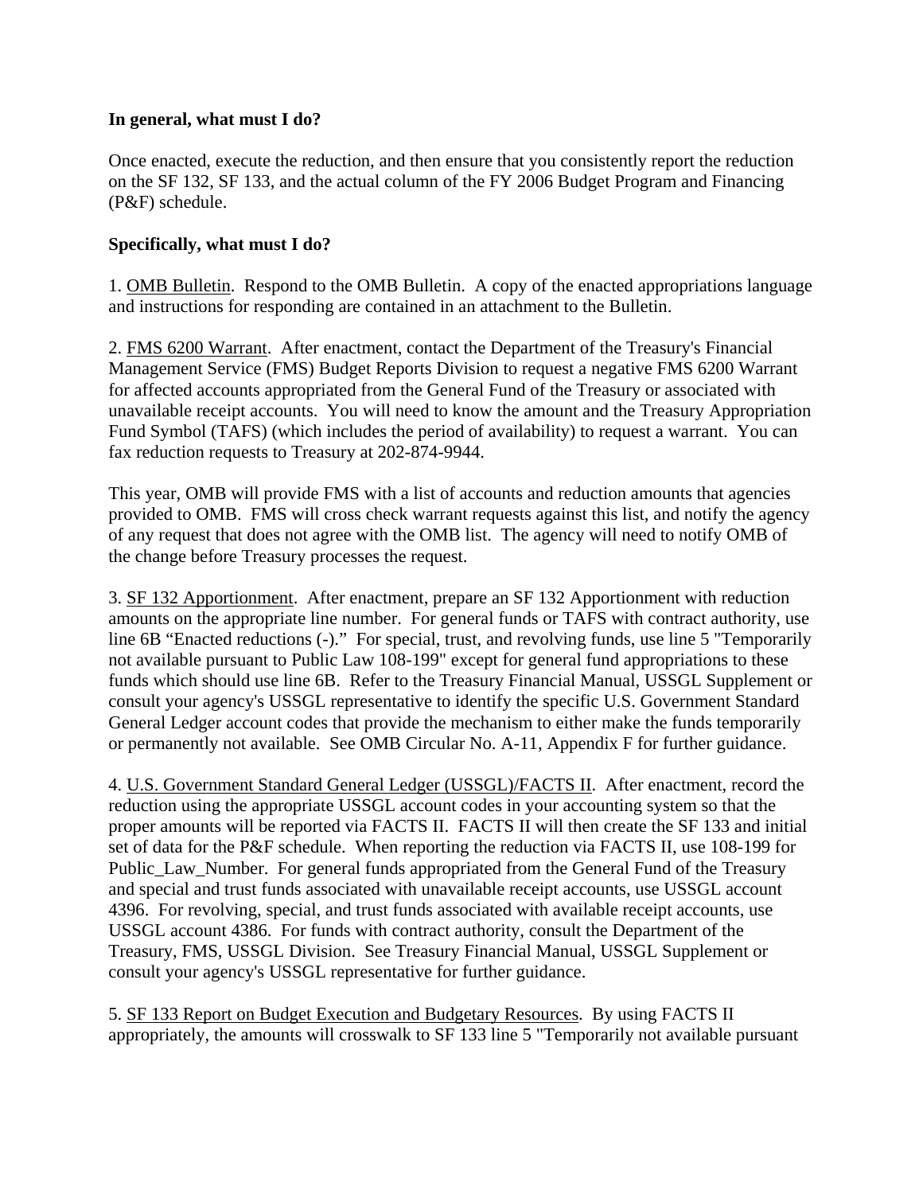**In general, what must I do?**

Once enacted, execute the reduction, and then ensure that you consistently report the reduction on the SF 132, SF 133, and the actual column of the FY 2006 Budget Program and Financing (P&F) schedule.

**Specifically, what must I do?**

1. <u>OMB Bulletin</u>. Respond to the OMB Bulletin. A copy of the enacted appropriations language and instructions for responding are contained in an attachment to the Bulletin.

2. <u>FMS 6200 Warrant</u>. After enactment, contact the Department of the Treasury's Financial Management Service (FMS) Budget Reports Division to request a negative FMS 6200 Warrant for affected accounts appropriated from the General Fund of the Treasury or associated with unavailable receipt accounts. You will need to know the amount and the Treasury Appropriation Fund Symbol (TAFS) (which includes the period of availability) to request a warrant. You can fax reduction requests to Treasury at 202-874-9944.

This year, OMB will provide FMS with a list of accounts and reduction amounts that agencies provided to OMB. FMS will cross check warrant requests against this list, and notify the agency of any request that does not agree with the OMB list. The agency will need to notify OMB of the change before Treasury processes the request.

3. <u>SF 132 Apportionment</u>. After enactment, prepare an SF 132 Apportionment with reduction amounts on the appropriate line number. For general funds or TAFS with contract authority, use line 6B "Enacted reductions (-)." For special, trust, and revolving funds, use line 5 "Temporarily not available pursuant to Public Law 108-199" except for general fund appropriations to these funds which should use line 6B. Refer to the Treasury Financial Manual, USSGL Supplement or consult your agency's USSGL representative to identify the specific U.S. Government Standard General Ledger account codes that provide the mechanism to either make the funds temporarily or permanently not available. See OMB Circular No. A-11, Appendix F for further guidance.

4. <u>U.S. Government Standard General Ledger (USSGL)/FACTS II</u>. After enactment, record the reduction using the appropriate USSGL account codes in your accounting system so that the proper amounts will be reported via FACTS II. FACTS II will then create the SF 133 and initial set of data for the P&F schedule. When reporting the reduction via FACTS II, use 108-199 for Public_Law_Number. For general funds appropriated from the General Fund of the Treasury and special and trust funds associated with unavailable receipt accounts, use USSGL account 4396. For revolving, special, and trust funds associated with available receipt accounts, use USSGL account 4386. For funds with contract authority, consult the Department of the Treasury, FMS, USSGL Division. See Treasury Financial Manual, USSGL Supplement or consult your agency's USSGL representative for further guidance.

5. <u>SF 133 Report on Budget Execution and Budgetary Resources</u>. By using FACTS II appropriately, the amounts will crosswalk to SF 133 line 5 "Temporarily not available pursuant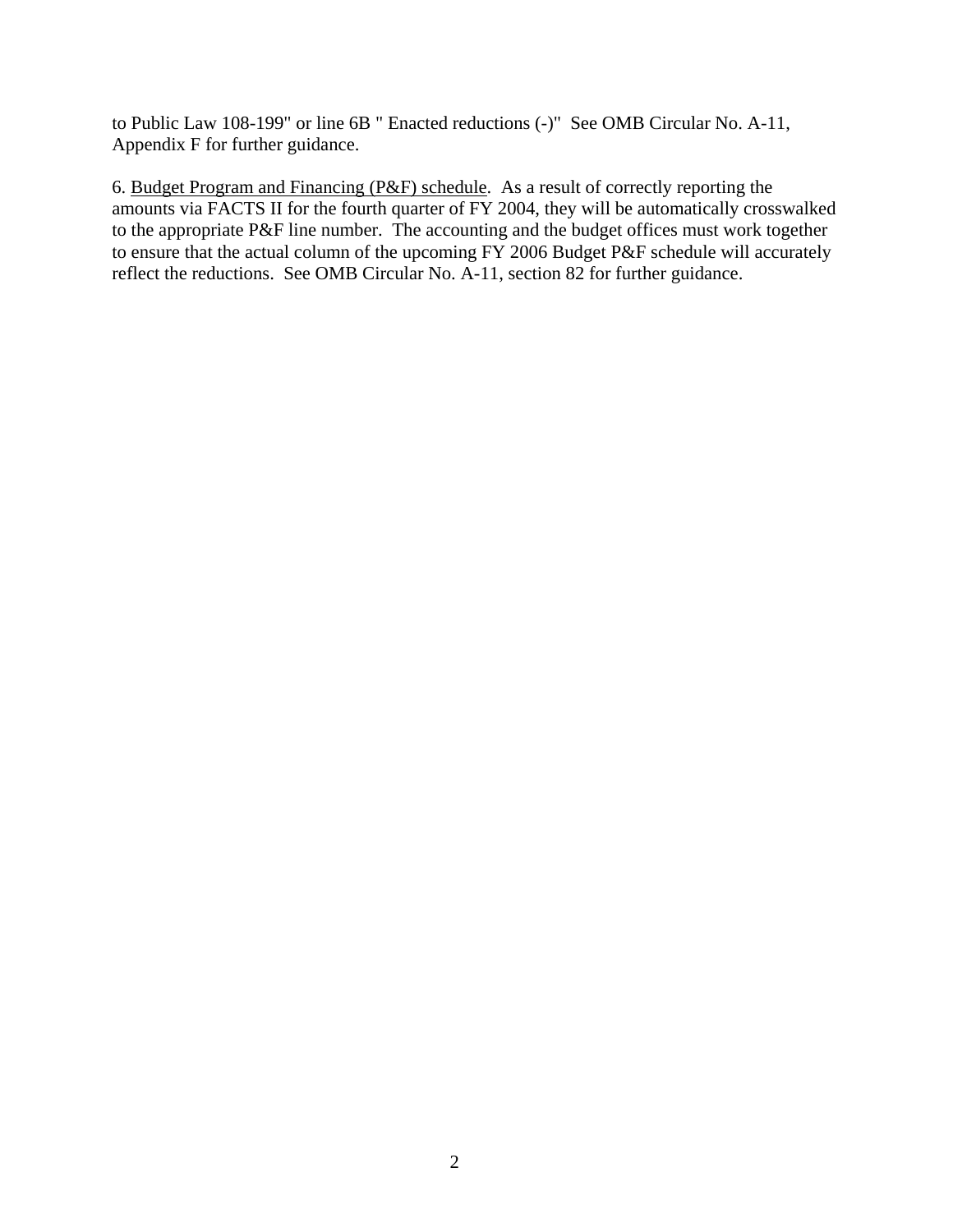to Public Law 108-199" or line 6B " Enacted reductions (-)" See OMB Circular No. A-11, Appendix F for further guidance.

6. <u>Budget Program and Financing (P&F) schedule</u>. As a result of correctly reporting the amounts via FACTS II for the fourth quarter of FY 2004, they will be automatically crosswalked to the appropriate P&F line number. The accounting and the budget offices must work together to ensure that the actual column of the upcoming FY 2006 Budget P&F schedule will accurately reflect the reductions. See OMB Circular No. A-11, section 82 for further guidance.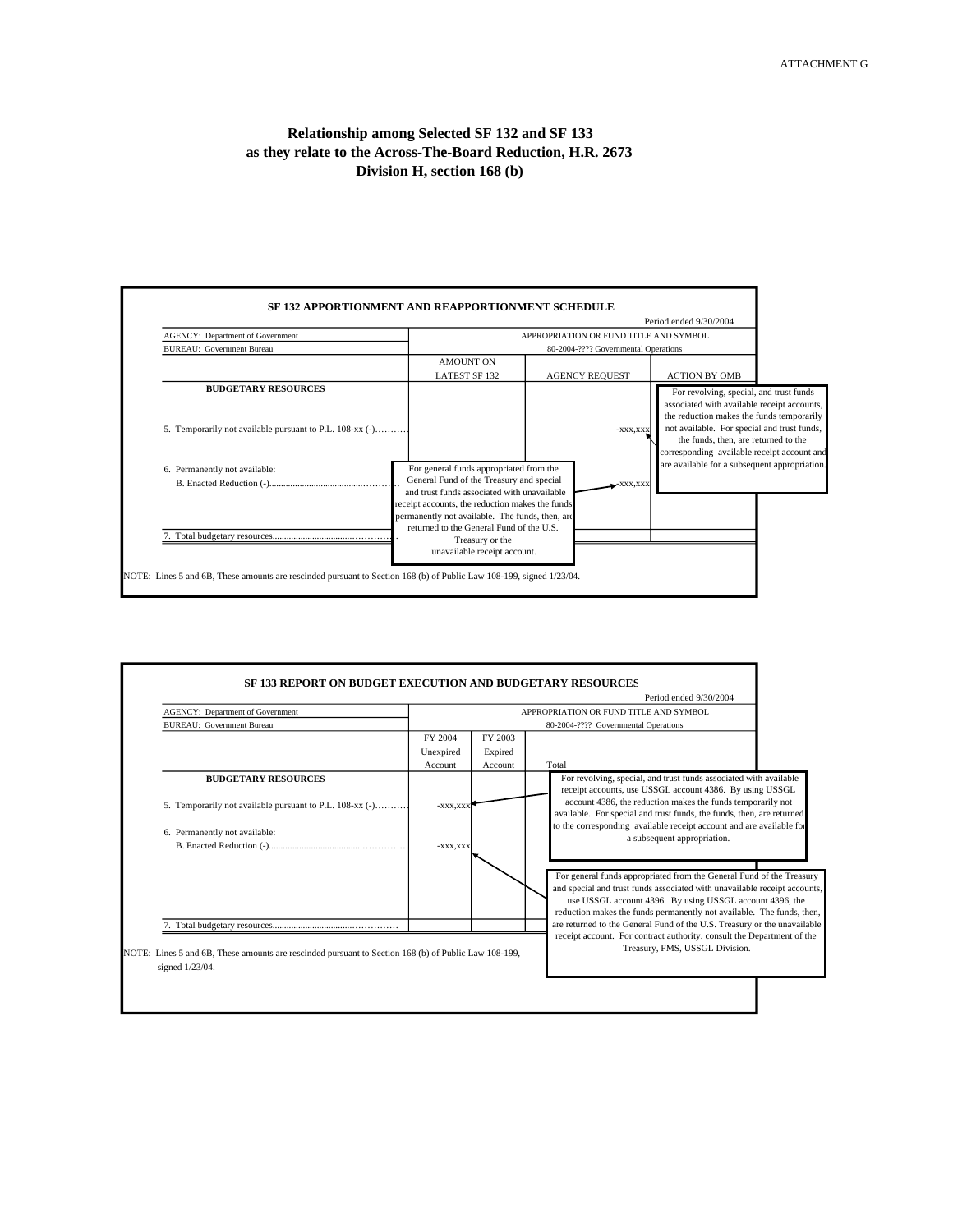ATTACHMENT G

## Relationship among Selected SF 132 and SF 133 as they relate to the Across-The-Board Reduction, H.R. 2673 Division H, section 168 (b)

### SF 132 APPORTIONMENT AND REAPPORTIONMENT SCHEDULE

Period ended 9/30/2004

| AGENCY: Department of Government | APPROPRIATION OR FUND TITLE AND SYMBOL | | |
|---|---|---|---|
| BUREAU: Government Bureau | 80-2004-???? Governmental Operations | | |
| | AMOUNT ON LATEST SF 132 | AGENCY REQUEST | ACTION BY OMB |
| **BUDGETARY RESOURCES** | | | |
| 5. Temporarily not available pursuant to P.L. 108-xx (-)………. | | -xxx,xxx | |
| 6. Permanently not available: | | | |
| B. Enacted Reduction (-)………………………… | | -xxx,xxx | |
| 7. Total budgetary resources……………………… | | | |

For revolving, special, and trust funds associated with available receipt accounts, the reduction makes the funds temporarily not available. For special and trust funds, the funds, then, are returned to the corresponding available receipt account and are available for a subsequent appropriation.

For general funds appropriated from the General Fund of the Treasury and special and trust funds associated with unavailable receipt accounts, the reduction makes the funds permanently not available. The funds, then, are returned to the General Fund of the U.S. Treasury or the unavailable receipt account.

NOTE: Lines 5 and 6B, These amounts are rescinded pursuant to Section 168 (b) of Public Law 108-199, signed 1/23/04.

### SF 133 REPORT ON BUDGET EXECUTION AND BUDGETARY RESOURCES

Period ended 9/30/2004

| AGENCY: Department of Government | APPROPRIATION OR FUND TITLE AND SYMBOL | | |
|---|---|---|---|
| BUREAU: Government Bureau | 80-2004-???? Governmental Operations | | |
| | FY 2004 Unexpired Account | FY 2003 Expired Account | Total |
| **BUDGETARY RESOURCES** | | | |
| 5. Temporarily not available pursuant to P.L. 108-xx (-)………. | -xxx,xxx | | |
| 6. Permanently not available: | | | |
| B. Enacted Reduction (-)………………………… | -xxx,xxx | | |
| 7. Total budgetary resources……………………… | | | |

For revolving, special, and trust funds associated with available receipt accounts, use USSGL account 4386. By using USSGL account 4386, the reduction makes the funds temporarily not available. For special and trust funds, the funds, then, are returned to the corresponding available receipt account and are available for a subsequent appropriation.

For general funds appropriated from the General Fund of the Treasury and special and trust funds associated with unavailable receipt accounts, use USSGL account 4396. By using USSGL account 4396, the reduction makes the funds permanently not available. The funds, then, are returned to the General Fund of the U.S. Treasury or the unavailable receipt account. For contract authority, consult the Department of the Treasury, FMS, USSGL Division.

NOTE: Lines 5 and 6B, These amounts are rescinded pursuant to Section 168 (b) of Public Law 108-199, signed 1/23/04.